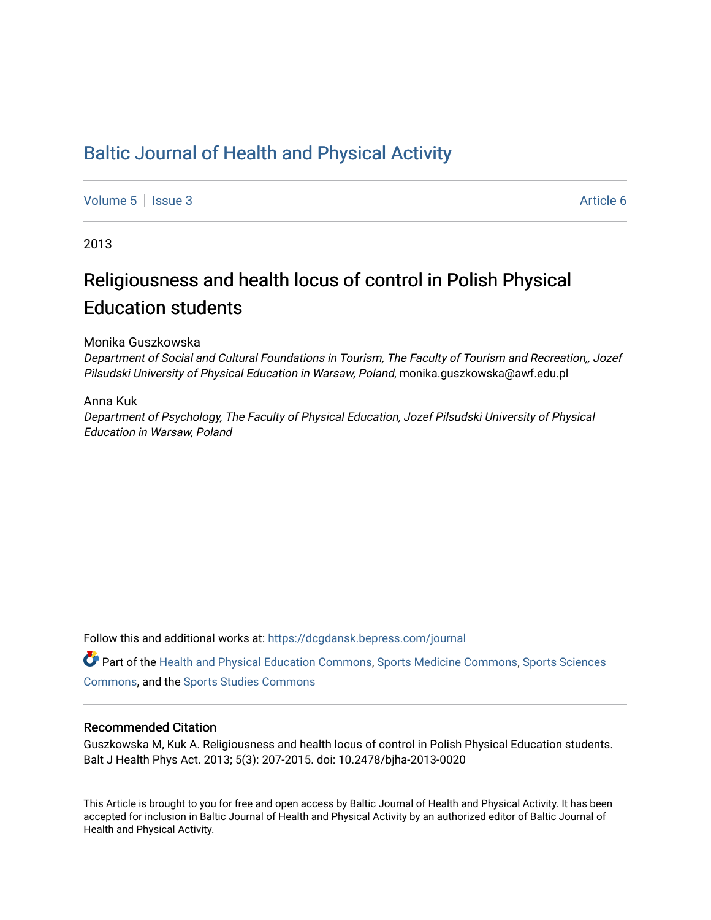# Baltic Journal of Health and Physical Activity

Volume 5 | Issue 3 Article 6

2013

## Religiousness and health locus of control in Polish Physical Education students

Monika Guszkowska
*Department of Social and Cultural Foundations in Tourism, The Faculty of Tourism and Recreation,, Jozef Pilsudski University of Physical Education in Warsaw, Poland*, monika.guszkowska@awf.edu.pl

Anna Kuk
*Department of Psychology, The Faculty of Physical Education, Jozef Pilsudski University of Physical Education in Warsaw, Poland*

Follow this and additional works at: https://dcgdansk.bepress.com/journal

Part of the Health and Physical Education Commons, Sports Medicine Commons, Sports Sciences Commons, and the Sports Studies Commons

### Recommended Citation

Guszkowska M, Kuk A. Religiousness and health locus of control in Polish Physical Education students. Balt J Health Phys Act. 2013; 5(3): 207-2015. doi: 10.2478/bjha-2013-0020

This Article is brought to you for free and open access by Baltic Journal of Health and Physical Activity. It has been accepted for inclusion in Baltic Journal of Health and Physical Activity by an authorized editor of Baltic Journal of Health and Physical Activity.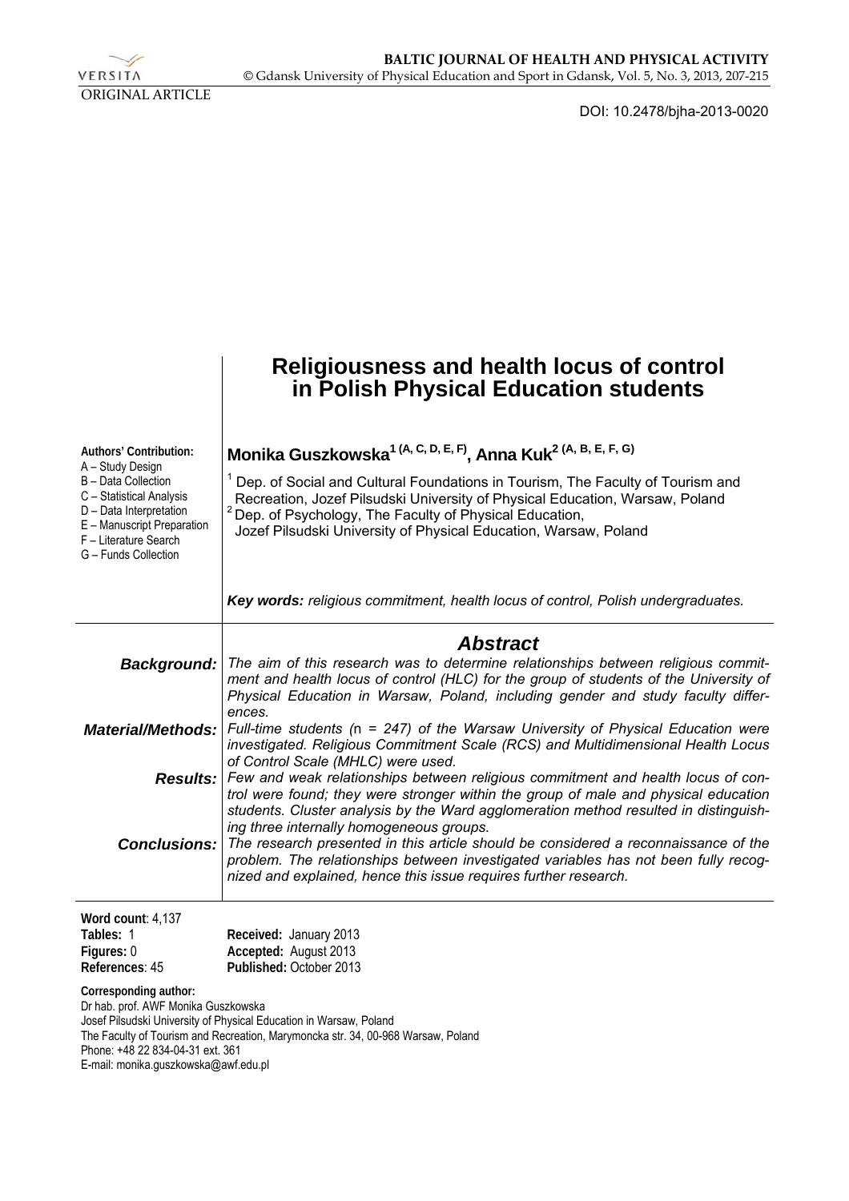ORIGINAL ARTICLE

DOI: 10.2478/bjha-2013-0020

# Religiousness and health locus of control in Polish Physical Education students

**Authors' Contribution:**
A – Study Design
B – Data Collection
C – Statistical Analysis
D – Data Interpretation
E – Manuscript Preparation
F – Literature Search
G – Funds Collection

**Monika Guszkowska[1 (A, C, D, E, F)], Anna Kuk[2 (A, B, E, F, G)]**

[1] Dep. of Social and Cultural Foundations in Tourism, The Faculty of Tourism and Recreation, Jozef Pilsudski University of Physical Education, Warsaw, Poland
[2] Dep. of Psychology, The Faculty of Physical Education, Jozef Pilsudski University of Physical Education, Warsaw, Poland

***Key words:*** *religious commitment, health locus of control, Polish undergraduates.*

## Abstract

***Background:*** *The aim of this research was to determine relationships between religious commitment and health locus of control (HLC) for the group of students of the University of Physical Education in Warsaw, Poland, including gender and study faculty differences.*

***Material/Methods:*** *Full-time students (n = 247) of the Warsaw University of Physical Education were investigated. Religious Commitment Scale (RCS) and Multidimensional Health Locus of Control Scale (MHLC) were used.*

***Results:*** *Few and weak relationships between religious commitment and health locus of control were found; they were stronger within the group of male and physical education students. Cluster analysis by the Ward agglomeration method resulted in distinguishing three internally homogeneous groups.*

***Conclusions:*** *The research presented in this article should be considered a reconnaissance of the problem. The relationships between investigated variables has not been fully recognized and explained, hence this issue requires further research.*

**Word count**: 4,137
**Tables:** 1
**Figures:** 0
**References**: 45

**Received:** January 2013
**Accepted:** August 2013
**Published:** October 2013

**Corresponding author:**
Dr hab. prof. AWF Monika Guszkowska
Josef Pilsudski University of Physical Education in Warsaw, Poland
The Faculty of Tourism and Recreation, Marymoncka str. 34, 00-968 Warsaw, Poland
Phone: +48 22 834-04-31 ext. 361
E-mail: monika.guszkowska@awf.edu.pl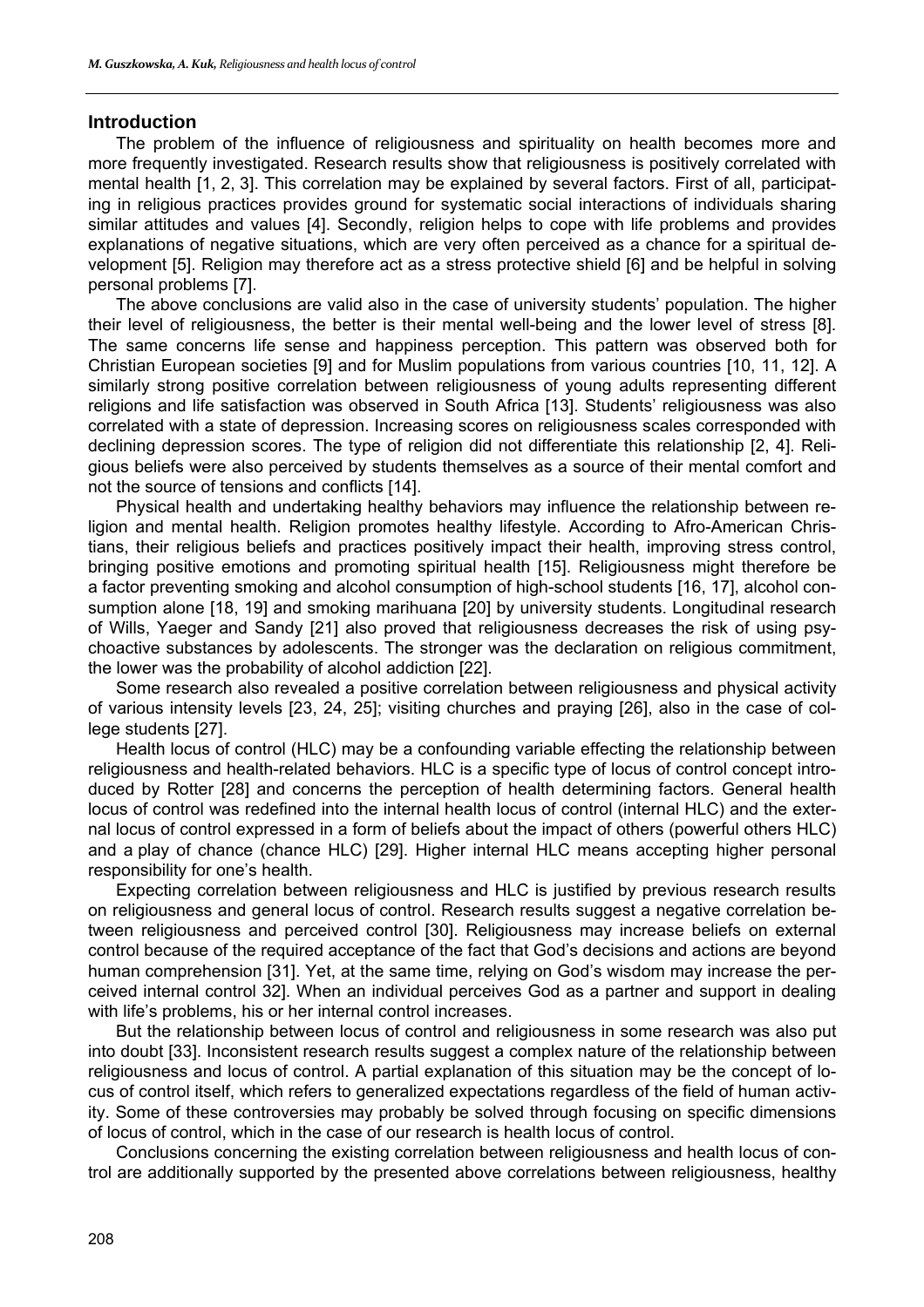## Introduction

The problem of the influence of religiousness and spirituality on health becomes more and more frequently investigated. Research results show that religiousness is positively correlated with mental health [1, 2, 3]. This correlation may be explained by several factors. First of all, participating in religious practices provides ground for systematic social interactions of individuals sharing similar attitudes and values [4]. Secondly, religion helps to cope with life problems and provides explanations of negative situations, which are very often perceived as a chance for a spiritual development [5]. Religion may therefore act as a stress protective shield [6] and be helpful in solving personal problems [7].

The above conclusions are valid also in the case of university students' population. The higher their level of religiousness, the better is their mental well-being and the lower level of stress [8]. The same concerns life sense and happiness perception. This pattern was observed both for Christian European societies [9] and for Muslim populations from various countries [10, 11, 12]. A similarly strong positive correlation between religiousness of young adults representing different religions and life satisfaction was observed in South Africa [13]. Students' religiousness was also correlated with a state of depression. Increasing scores on religiousness scales corresponded with declining depression scores. The type of religion did not differentiate this relationship [2, 4]. Religious beliefs were also perceived by students themselves as a source of their mental comfort and not the source of tensions and conflicts [14].

Physical health and undertaking healthy behaviors may influence the relationship between religion and mental health. Religion promotes healthy lifestyle. According to Afro-American Christians, their religious beliefs and practices positively impact their health, improving stress control, bringing positive emotions and promoting spiritual health [15]. Religiousness might therefore be a factor preventing smoking and alcohol consumption of high-school students [16, 17], alcohol consumption alone [18, 19] and smoking marihuana [20] by university students. Longitudinal research of Wills, Yaeger and Sandy [21] also proved that religiousness decreases the risk of using psychoactive substances by adolescents. The stronger was the declaration on religious commitment, the lower was the probability of alcohol addiction [22].

Some research also revealed a positive correlation between religiousness and physical activity of various intensity levels [23, 24, 25]; visiting churches and praying [26], also in the case of college students [27].

Health locus of control (HLC) may be a confounding variable effecting the relationship between religiousness and health-related behaviors. HLC is a specific type of locus of control concept introduced by Rotter [28] and concerns the perception of health determining factors. General health locus of control was redefined into the internal health locus of control (internal HLC) and the external locus of control expressed in a form of beliefs about the impact of others (powerful others HLC) and a play of chance (chance HLC) [29]. Higher internal HLC means accepting higher personal responsibility for one's health.

Expecting correlation between religiousness and HLC is justified by previous research results on religiousness and general locus of control. Research results suggest a negative correlation between religiousness and perceived control [30]. Religiousness may increase beliefs on external control because of the required acceptance of the fact that God's decisions and actions are beyond human comprehension [31]. Yet, at the same time, relying on God's wisdom may increase the perceived internal control 32]. When an individual perceives God as a partner and support in dealing with life's problems, his or her internal control increases.

But the relationship between locus of control and religiousness in some research was also put into doubt [33]. Inconsistent research results suggest a complex nature of the relationship between religiousness and locus of control. A partial explanation of this situation may be the concept of locus of control itself, which refers to generalized expectations regardless of the field of human activity. Some of these controversies may probably be solved through focusing on specific dimensions of locus of control, which in the case of our research is health locus of control.

Conclusions concerning the existing correlation between religiousness and health locus of control are additionally supported by the presented above correlations between religiousness, healthy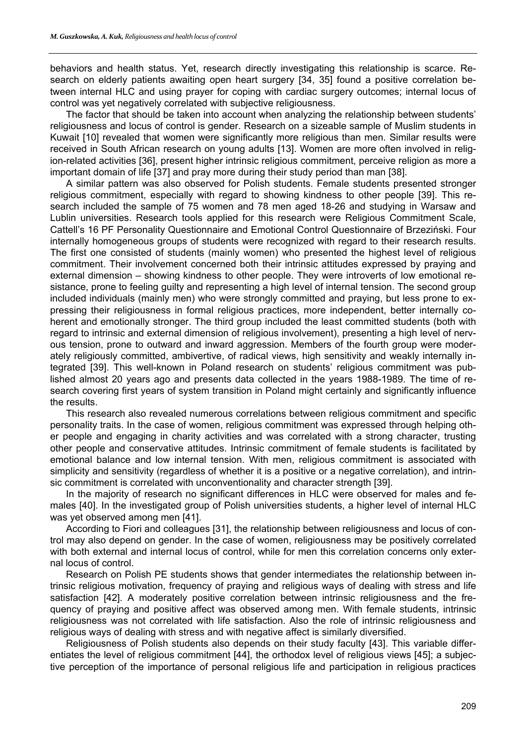behaviors and health status. Yet, research directly investigating this relationship is scarce. Research on elderly patients awaiting open heart surgery [34, 35] found a positive correlation between internal HLC and using prayer for coping with cardiac surgery outcomes; internal locus of control was yet negatively correlated with subjective religiousness.

The factor that should be taken into account when analyzing the relationship between students' religiousness and locus of control is gender. Research on a sizeable sample of Muslim students in Kuwait [10] revealed that women were significantly more religious than men. Similar results were received in South African research on young adults [13]. Women are more often involved in religion-related activities [36], present higher intrinsic religious commitment, perceive religion as more a important domain of life [37] and pray more during their study period than man [38].

A similar pattern was also observed for Polish students. Female students presented stronger religious commitment, especially with regard to showing kindness to other people [39]. This research included the sample of 75 women and 78 men aged 18-26 and studying in Warsaw and Lublin universities. Research tools applied for this research were Religious Commitment Scale, Cattell's 16 PF Personality Questionnaire and Emotional Control Questionnaire of Brzeziński. Four internally homogeneous groups of students were recognized with regard to their research results. The first one consisted of students (mainly women) who presented the highest level of religious commitment. Their involvement concerned both their intrinsic attitudes expressed by praying and external dimension – showing kindness to other people. They were introverts of low emotional resistance, prone to feeling guilty and representing a high level of internal tension. The second group included individuals (mainly men) who were strongly committed and praying, but less prone to expressing their religiousness in formal religious practices, more independent, better internally coherent and emotionally stronger. The third group included the least committed students (both with regard to intrinsic and external dimension of religious involvement), presenting a high level of nervous tension, prone to outward and inward aggression. Members of the fourth group were moderately religiously committed, ambivertive, of radical views, high sensitivity and weakly internally integrated [39]. This well-known in Poland research on students' religious commitment was published almost 20 years ago and presents data collected in the years 1988-1989. The time of research covering first years of system transition in Poland might certainly and significantly influence the results.

This research also revealed numerous correlations between religious commitment and specific personality traits. In the case of women, religious commitment was expressed through helping other people and engaging in charity activities and was correlated with a strong character, trusting other people and conservative attitudes. Intrinsic commitment of female students is facilitated by emotional balance and low internal tension. With men, religious commitment is associated with simplicity and sensitivity (regardless of whether it is a positive or a negative correlation), and intrinsic commitment is correlated with unconventionality and character strength [39].

In the majority of research no significant differences in HLC were observed for males and females [40]. In the investigated group of Polish universities students, a higher level of internal HLC was yet observed among men [41].

According to Fiori and colleagues [31], the relationship between religiousness and locus of control may also depend on gender. In the case of women, religiousness may be positively correlated with both external and internal locus of control, while for men this correlation concerns only external locus of control.

Research on Polish PE students shows that gender intermediates the relationship between intrinsic religious motivation, frequency of praying and religious ways of dealing with stress and life satisfaction [42]. A moderately positive correlation between intrinsic religiousness and the frequency of praying and positive affect was observed among men. With female students, intrinsic religiousness was not correlated with life satisfaction. Also the role of intrinsic religiousness and religious ways of dealing with stress and with negative affect is similarly diversified.

Religiousness of Polish students also depends on their study faculty [43]. This variable differentiates the level of religious commitment [44], the orthodox level of religious views [45]; a subjective perception of the importance of personal religious life and participation in religious practices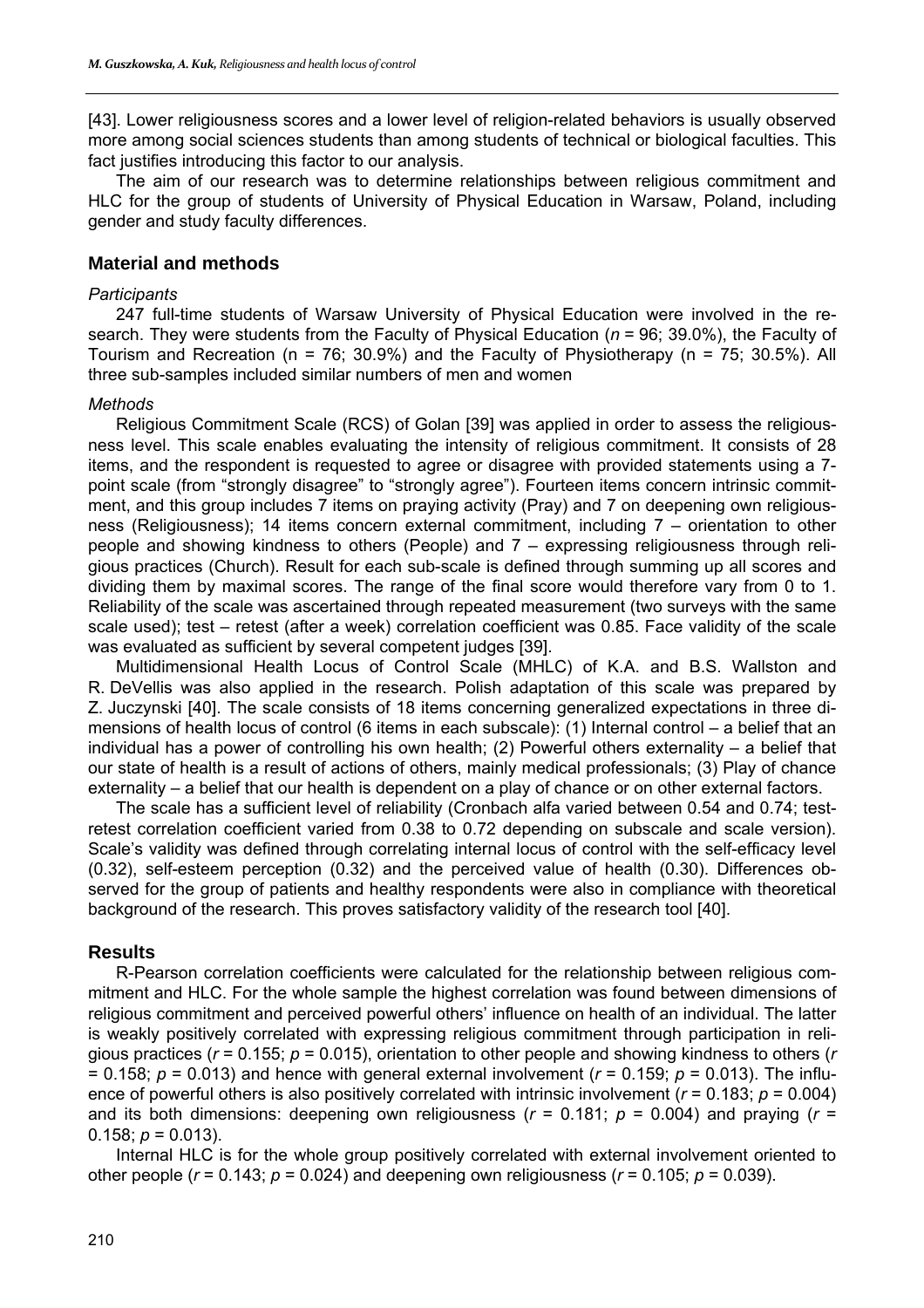[43]. Lower religiousness scores and a lower level of religion-related behaviors is usually observed more among social sciences students than among students of technical or biological faculties. This fact justifies introducing this factor to our analysis.

The aim of our research was to determine relationships between religious commitment and HLC for the group of students of University of Physical Education in Warsaw, Poland, including gender and study faculty differences.

## Material and methods

*Participants*

247 full-time students of Warsaw University of Physical Education were involved in the research. They were students from the Faculty of Physical Education ($n$ = 96; 39.0%), the Faculty of Tourism and Recreation (n = 76; 30.9%) and the Faculty of Physiotherapy (n = 75; 30.5%). All three sub-samples included similar numbers of men and women

*Methods*

Religious Commitment Scale (RCS) of Golan [39] was applied in order to assess the religiousness level. This scale enables evaluating the intensity of religious commitment. It consists of 28 items, and the respondent is requested to agree or disagree with provided statements using a 7-point scale (from "strongly disagree" to "strongly agree"). Fourteen items concern intrinsic commitment, and this group includes 7 items on praying activity (Pray) and 7 on deepening own religiousness (Religiousness); 14 items concern external commitment, including 7 – orientation to other people and showing kindness to others (People) and 7 – expressing religiousness through religious practices (Church). Result for each sub-scale is defined through summing up all scores and dividing them by maximal scores. The range of the final score would therefore vary from 0 to 1. Reliability of the scale was ascertained through repeated measurement (two surveys with the same scale used); test – retest (after a week) correlation coefficient was 0.85. Face validity of the scale was evaluated as sufficient by several competent judges [39].

Multidimensional Health Locus of Control Scale (MHLC) of K.A. and B.S. Wallston and R. DeVellis was also applied in the research. Polish adaptation of this scale was prepared by Z. Juczynski [40]. The scale consists of 18 items concerning generalized expectations in three dimensions of health locus of control (6 items in each subscale): (1) Internal control – a belief that an individual has a power of controlling his own health; (2) Powerful others externality – a belief that our state of health is a result of actions of others, mainly medical professionals; (3) Play of chance externality – a belief that our health is dependent on a play of chance or on other external factors.

The scale has a sufficient level of reliability (Cronbach alfa varied between 0.54 and 0.74; test-retest correlation coefficient varied from 0.38 to 0.72 depending on subscale and scale version). Scale's validity was defined through correlating internal locus of control with the self-efficacy level (0.32), self-esteem perception (0.32) and the perceived value of health (0.30). Differences observed for the group of patients and healthy respondents were also in compliance with theoretical background of the research. This proves satisfactory validity of the research tool [40].

## Results

R-Pearson correlation coefficients were calculated for the relationship between religious commitment and HLC. For the whole sample the highest correlation was found between dimensions of religious commitment and perceived powerful others' influence on health of an individual. The latter is weakly positively correlated with expressing religious commitment through participation in religious practices ($r$ = 0.155; $p$ = 0.015), orientation to other people and showing kindness to others ($r$ = 0.158; $p$ = 0.013) and hence with general external involvement ($r$ = 0.159; $p$ = 0.013). The influence of powerful others is also positively correlated with intrinsic involvement ($r$ = 0.183; $p$ = 0.004) and its both dimensions: deepening own religiousness ($r$ = 0.181; $p$ = 0.004) and praying ($r$ = 0.158; $p$ = 0.013).

Internal HLC is for the whole group positively correlated with external involvement oriented to other people ($r$ = 0.143; $p$ = 0.024) and deepening own religiousness ($r$ = 0.105; $p$ = 0.039).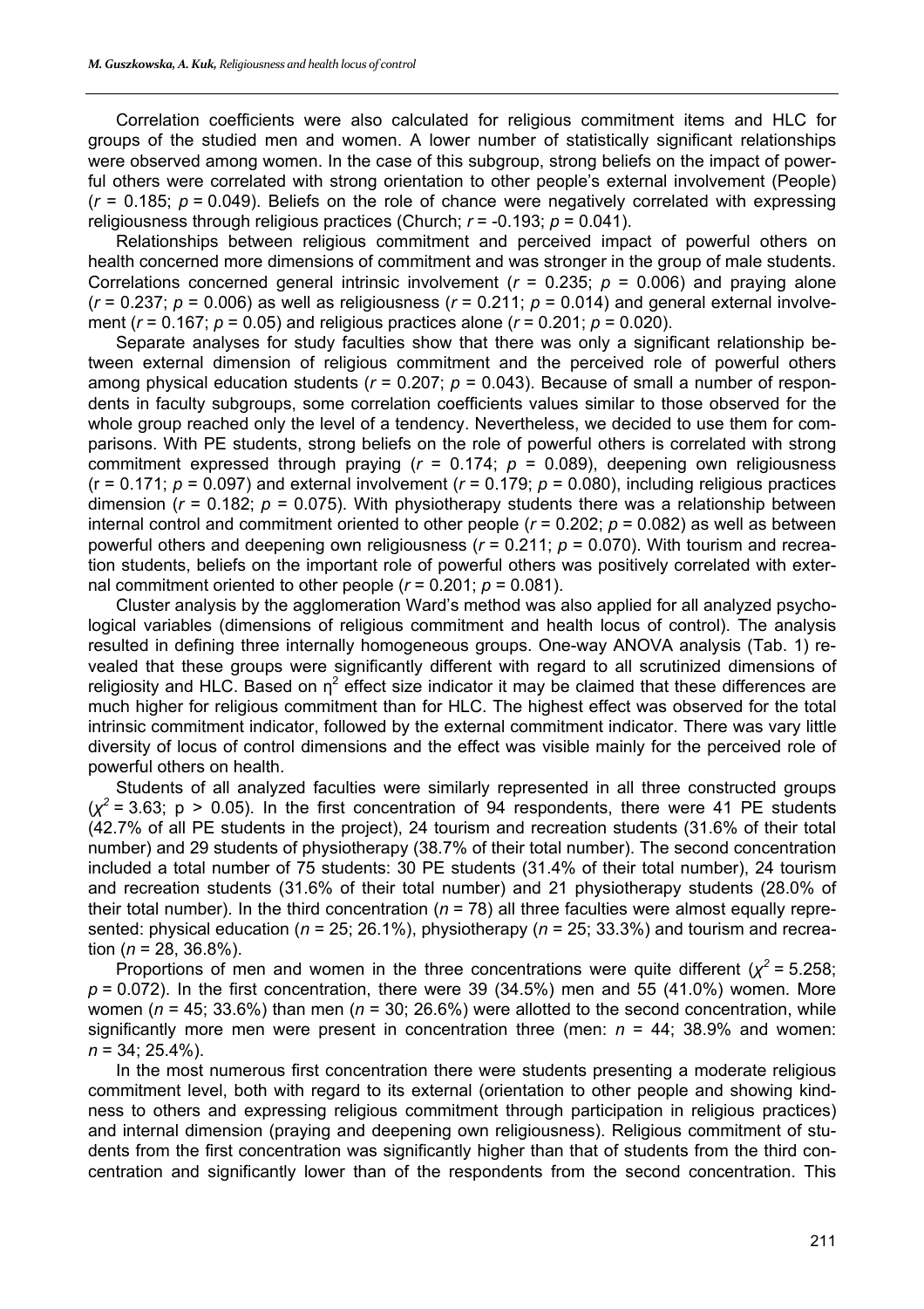Correlation coefficients were also calculated for religious commitment items and HLC for groups of the studied men and women. A lower number of statistically significant relationships were observed among women. In the case of this subgroup, strong beliefs on the impact of powerful others were correlated with strong orientation to other people's external involvement (People) ($r$ = 0.185; $p$ = 0.049). Beliefs on the role of chance were negatively correlated with expressing religiousness through religious practices (Church; $r$ = -0.193; $p$ = 0.041).

Relationships between religious commitment and perceived impact of powerful others on health concerned more dimensions of commitment and was stronger in the group of male students. Correlations concerned general intrinsic involvement ($r$ = 0.235; $p$ = 0.006) and praying alone ($r$ = 0.237; $p$ = 0.006) as well as religiousness ($r$ = 0.211; $p$ = 0.014) and general external involvement ($r$ = 0.167; $p$ = 0.05) and religious practices alone ($r$ = 0.201; $p$ = 0.020).

Separate analyses for study faculties show that there was only a significant relationship between external dimension of religious commitment and the perceived role of powerful others among physical education students ($r$ = 0.207; $p$ = 0.043). Because of small a number of respondents in faculty subgroups, some correlation coefficients values similar to those observed for the whole group reached only the level of a tendency. Nevertheless, we decided to use them for comparisons. With PE students, strong beliefs on the role of powerful others is correlated with strong commitment expressed through praying ($r$ = 0.174; $p$ = 0.089), deepening own religiousness ($r$ = 0.171; $p$ = 0.097) and external involvement ($r$ = 0.179; $p$ = 0.080), including religious practices dimension ($r$ = 0.182; $p$ = 0.075). With physiotherapy students there was a relationship between internal control and commitment oriented to other people ($r$ = 0.202; $p$ = 0.082) as well as between powerful others and deepening own religiousness ($r$ = 0.211; $p$ = 0.070). With tourism and recreation students, beliefs on the important role of powerful others was positively correlated with external commitment oriented to other people ($r$ = 0.201; $p$ = 0.081).

Cluster analysis by the agglomeration Ward's method was also applied for all analyzed psychological variables (dimensions of religious commitment and health locus of control). The analysis resulted in defining three internally homogeneous groups. One-way ANOVA analysis (Tab. 1) revealed that these groups were significantly different with regard to all scrutinized dimensions of religiosity and HLC. Based on $\eta^2$ effect size indicator it may be claimed that these differences are much higher for religious commitment than for HLC. The highest effect was observed for the total intrinsic commitment indicator, followed by the external commitment indicator. There was vary little diversity of locus of control dimensions and the effect was visible mainly for the perceived role of powerful others on health.

Students of all analyzed faculties were similarly represented in all three constructed groups ($\chi^2$ = 3.63; p > 0.05). In the first concentration of 94 respondents, there were 41 PE students (42.7% of all PE students in the project), 24 tourism and recreation students (31.6% of their total number) and 29 students of physiotherapy (38.7% of their total number). The second concentration included a total number of 75 students: 30 PE students (31.4% of their total number), 24 tourism and recreation students (31.6% of their total number) and 21 physiotherapy students (28.0% of their total number). In the third concentration ($n$ = 78) all three faculties were almost equally represented: physical education ($n$ = 25; 26.1%), physiotherapy ($n$ = 25; 33.3%) and tourism and recreation ($n$ = 28, 36.8%).

Proportions of men and women in the three concentrations were quite different ($\chi^2$ = 5.258; $p$ = 0.072). In the first concentration, there were 39 (34.5%) men and 55 (41.0%) women. More women ($n$ = 45; 33.6%) than men ($n$ = 30; 26.6%) were allotted to the second concentration, while significantly more men were present in concentration three (men: $n$ = 44; 38.9% and women: $n$ = 34; 25.4%).

In the most numerous first concentration there were students presenting a moderate religious commitment level, both with regard to its external (orientation to other people and showing kindness to others and expressing religious commitment through participation in religious practices) and internal dimension (praying and deepening own religiousness). Religious commitment of students from the first concentration was significantly higher than that of students from the third concentration and significantly lower than of the respondents from the second concentration. This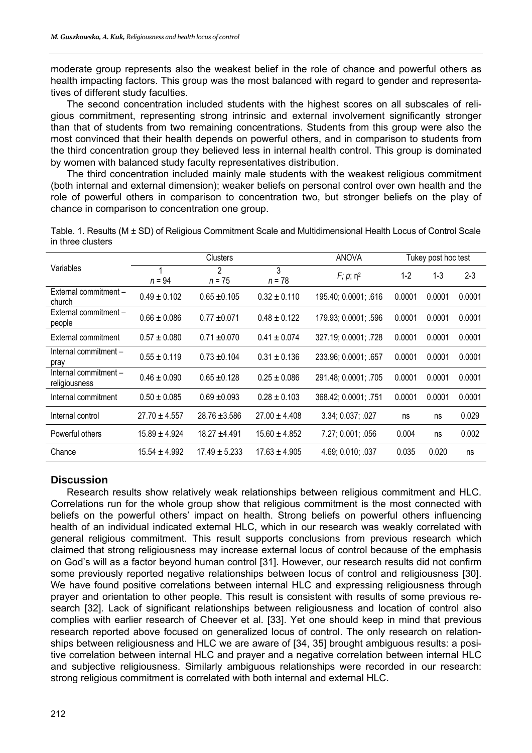moderate group represents also the weakest belief in the role of chance and powerful others as health impacting factors. This group was the most balanced with regard to gender and representatives of different study faculties.

The second concentration included students with the highest scores on all subscales of religious commitment, representing strong intrinsic and external involvement significantly stronger than that of students from two remaining concentrations. Students from this group were also the most convinced that their health depends on powerful others, and in comparison to students from the third concentration group they believed less in internal health control. This group is dominated by women with balanced study faculty representatives distribution.

The third concentration included mainly male students with the weakest religious commitment (both internal and external dimension); weaker beliefs on personal control over own health and the role of powerful others in comparison to concentration two, but stronger beliefs on the play of chance in comparison to concentration one group.

Table. 1. Results (M ± SD) of Religious Commitment Scale and Multidimensional Health Locus of Control Scale in three clusters

| Variables | Clusters | | | ANOVA | Tukey post hoc test | | |
|---|---|---|---|---|---|---|---|
| | 1 <br> $n$ = 94 | 2 <br> $n$ = 75 | 3 <br> $n$ = 78 | $F$; $p$; $\eta^2$ | 1-2 | 1-3 | 2-3 |
| External commitment – church | 0.49 ± 0.102 | 0.65 ±0.105 | 0.32 ± 0.110 | 195.40; 0.0001; .616 | 0.0001 | 0.0001 | 0.0001 |
| External commitment – people | 0.66 ± 0.086 | 0.77 ±0.071 | 0.48 ± 0.122 | 179.93; 0.0001; .596 | 0.0001 | 0.0001 | 0.0001 |
| External commitment | 0.57 ± 0.080 | 0.71 ±0.070 | 0.41 ± 0.074 | 327.19; 0.0001; .728 | 0.0001 | 0.0001 | 0.0001 |
| Internal commitment – pray | 0.55 ± 0.119 | 0.73 ±0.104 | 0.31 ± 0.136 | 233.96; 0.0001; .657 | 0.0001 | 0.0001 | 0.0001 |
| Internal commitment – religiousness | 0.46 ± 0.090 | 0.65 ±0.128 | 0.25 ± 0.086 | 291.48; 0.0001; .705 | 0.0001 | 0.0001 | 0.0001 |
| Internal commitment | 0.50 ± 0.085 | 0.69 ±0.093 | 0.28 ± 0.103 | 368.42; 0.0001; .751 | 0.0001 | 0.0001 | 0.0001 |
| Internal control | 27.70 ± 4.557 | 28.76 ±3.586 | 27.00 ± 4.408 | 3.34; 0.037; .027 | ns | ns | 0.029 |
| Powerful others | 15.89 ± 4.924 | 18.27 ±4.491 | 15.60 ± 4.852 | 7.27; 0.001; .056 | 0.004 | ns | 0.002 |
| Chance | 15.54 ± 4.992 | 17.49 ± 5.233 | 17.63 ± 4.905 | 4.69; 0.010; .037 | 0.035 | 0.020 | ns |

## Discussion

Research results show relatively weak relationships between religious commitment and HLC. Correlations run for the whole group show that religious commitment is the most connected with beliefs on the powerful others' impact on health. Strong beliefs on powerful others influencing health of an individual indicated external HLC, which in our research was weakly correlated with general religious commitment. This result supports conclusions from previous research which claimed that strong religiousness may increase external locus of control because of the emphasis on God's will as a factor beyond human control [31]. However, our research results did not confirm some previously reported negative relationships between locus of control and religiousness [30]. We have found positive correlations between internal HLC and expressing religiousness through prayer and orientation to other people. This result is consistent with results of some previous research [32]. Lack of significant relationships between religiousness and location of control also complies with earlier research of Cheever et al. [33]. Yet one should keep in mind that previous research reported above focused on generalized locus of control. The only research on relationships between religiousness and HLC we are aware of [34, 35] brought ambiguous results: a positive correlation between internal HLC and prayer and a negative correlation between internal HLC and subjective religiousness. Similarly ambiguous relationships were recorded in our research: strong religious commitment is correlated with both internal and external HLC.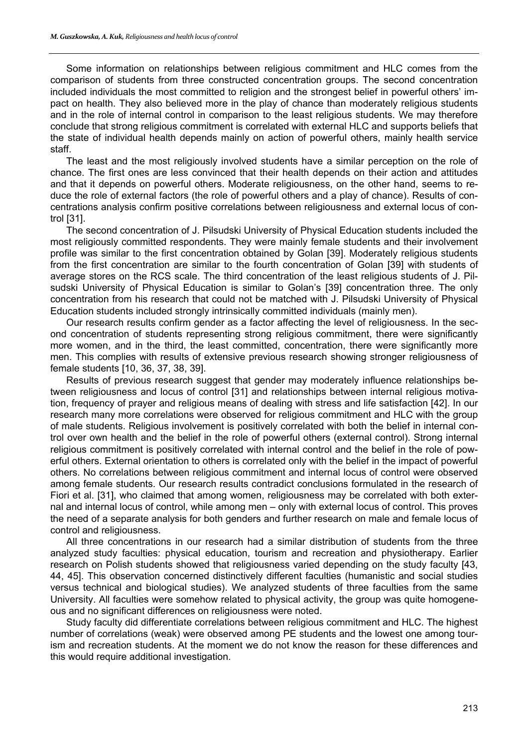Some information on relationships between religious commitment and HLC comes from the comparison of students from three constructed concentration groups. The second concentration included individuals the most committed to religion and the strongest belief in powerful others' impact on health. They also believed more in the play of chance than moderately religious students and in the role of internal control in comparison to the least religious students. We may therefore conclude that strong religious commitment is correlated with external HLC and supports beliefs that the state of individual health depends mainly on action of powerful others, mainly health service staff.

The least and the most religiously involved students have a similar perception on the role of chance. The first ones are less convinced that their health depends on their action and attitudes and that it depends on powerful others. Moderate religiousness, on the other hand, seems to reduce the role of external factors (the role of powerful others and a play of chance). Results of concentrations analysis confirm positive correlations between religiousness and external locus of control [31].

The second concentration of J. Pilsudski University of Physical Education students included the most religiously committed respondents. They were mainly female students and their involvement profile was similar to the first concentration obtained by Golan [39]. Moderately religious students from the first concentration are similar to the fourth concentration of Golan [39] with students of average stores on the RCS scale. The third concentration of the least religious students of J. Pilsudski University of Physical Education is similar to Golan's [39] concentration three. The only concentration from his research that could not be matched with J. Pilsudski University of Physical Education students included strongly intrinsically committed individuals (mainly men).

Our research results confirm gender as a factor affecting the level of religiousness. In the second concentration of students representing strong religious commitment, there were significantly more women, and in the third, the least committed, concentration, there were significantly more men. This complies with results of extensive previous research showing stronger religiousness of female students [10, 36, 37, 38, 39].

Results of previous research suggest that gender may moderately influence relationships between religiousness and locus of control [31] and relationships between internal religious motivation, frequency of prayer and religious means of dealing with stress and life satisfaction [42]. In our research many more correlations were observed for religious commitment and HLC with the group of male students. Religious involvement is positively correlated with both the belief in internal control over own health and the belief in the role of powerful others (external control). Strong internal religious commitment is positively correlated with internal control and the belief in the role of powerful others. External orientation to others is correlated only with the belief in the impact of powerful others. No correlations between religious commitment and internal locus of control were observed among female students. Our research results contradict conclusions formulated in the research of Fiori et al. [31], who claimed that among women, religiousness may be correlated with both external and internal locus of control, while among men – only with external locus of control. This proves the need of a separate analysis for both genders and further research on male and female locus of control and religiousness.

All three concentrations in our research had a similar distribution of students from the three analyzed study faculties: physical education, tourism and recreation and physiotherapy. Earlier research on Polish students showed that religiousness varied depending on the study faculty [43, 44, 45]. This observation concerned distinctively different faculties (humanistic and social studies versus technical and biological studies). We analyzed students of three faculties from the same University. All faculties were somehow related to physical activity, the group was quite homogeneous and no significant differences on religiousness were noted.

Study faculty did differentiate correlations between religious commitment and HLC. The highest number of correlations (weak) were observed among PE students and the lowest one among tourism and recreation students. At the moment we do not know the reason for these differences and this would require additional investigation.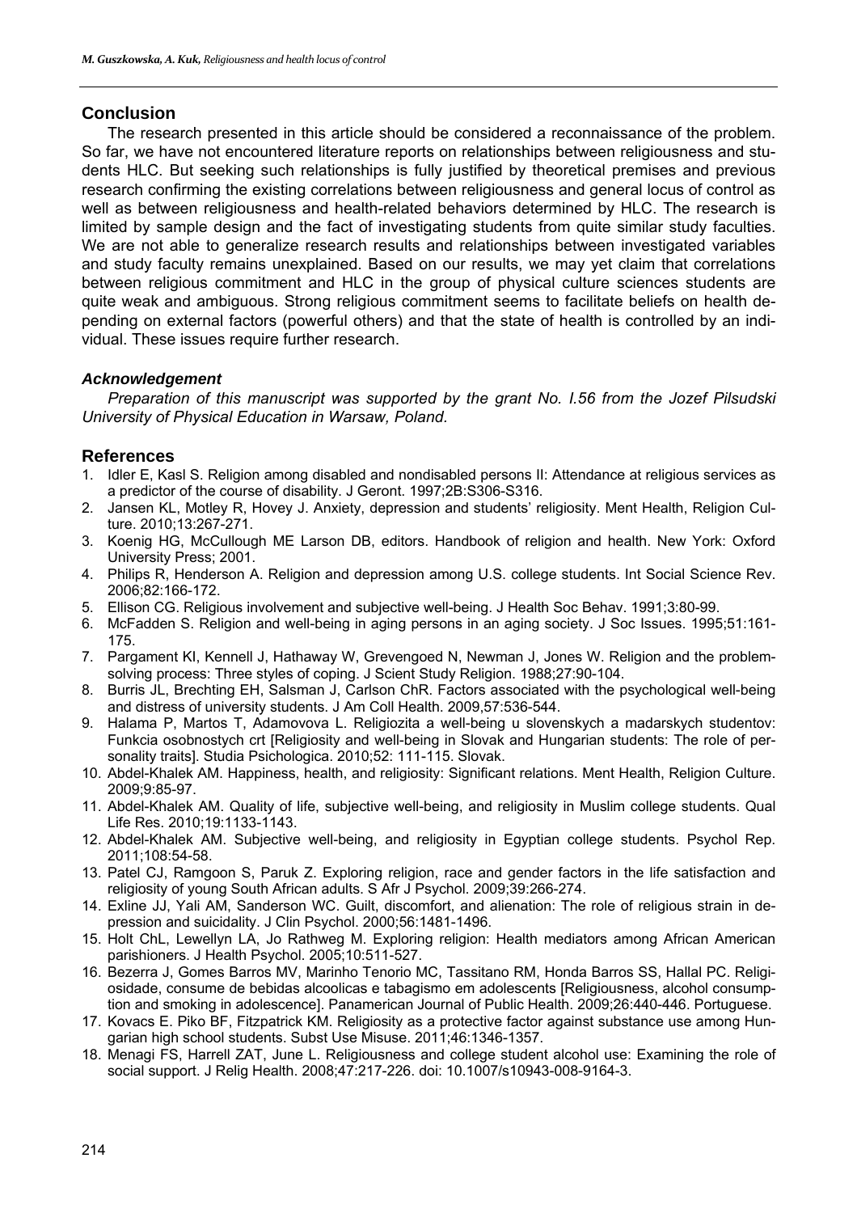## Conclusion

The research presented in this article should be considered a reconnaissance of the problem. So far, we have not encountered literature reports on relationships between religiousness and students HLC. But seeking such relationships is fully justified by theoretical premises and previous research confirming the existing correlations between religiousness and general locus of control as well as between religiousness and health-related behaviors determined by HLC. The research is limited by sample design and the fact of investigating students from quite similar study faculties. We are not able to generalize research results and relationships between investigated variables and study faculty remains unexplained. Based on our results, we may yet claim that correlations between religious commitment and HLC in the group of physical culture sciences students are quite weak and ambiguous. Strong religious commitment seems to facilitate beliefs on health depending on external factors (powerful others) and that the state of health is controlled by an individual. These issues require further research.

### *Acknowledgement*

*Preparation of this manuscript was supported by the grant No. I.56 from the Jozef Pilsudski University of Physical Education in Warsaw, Poland.*

## References

1. Idler E, Kasl S. Religion among disabled and nondisabled persons II: Attendance at religious services as a predictor of the course of disability. J Geront. 1997;2B:S306-S316.
2. Jansen KL, Motley R, Hovey J. Anxiety, depression and students' religiosity. Ment Health, Religion Culture. 2010;13:267-271.
3. Koenig HG, McCullough ME Larson DB, editors. Handbook of religion and health. New York: Oxford University Press; 2001.
4. Philips R, Henderson A. Religion and depression among U.S. college students. Int Social Science Rev. 2006;82:166-172.
5. Ellison CG. Religious involvement and subjective well-being. J Health Soc Behav. 1991;3:80-99.
6. McFadden S. Religion and well-being in aging persons in an aging society. J Soc Issues. 1995;51:161-175.
7. Pargament KI, Kennell J, Hathaway W, Grevengoed N, Newman J, Jones W. Religion and the problem-solving process: Three styles of coping. J Scient Study Religion. 1988;27:90-104.
8. Burris JL, Brechting EH, Salsman J, Carlson ChR. Factors associated with the psychological well-being and distress of university students. J Am Coll Health. 2009,57:536-544.
9. Halama P, Martos T, Adamovova L. Religiozita a well-being u slovenskych a madarskych studentov: Funkcia osobnostych crt [Religiosity and well-being in Slovak and Hungarian students: The role of personality traits]. Studia Psichologica. 2010;52: 111-115. Slovak.
10. Abdel-Khalek AM. Happiness, health, and religiosity: Significant relations. Ment Health, Religion Culture. 2009;9:85-97.
11. Abdel-Khalek AM. Quality of life, subjective well-being, and religiosity in Muslim college students. Qual Life Res. 2010;19:1133-1143.
12. Abdel-Khalek AM. Subjective well-being, and religiosity in Egyptian college students. Psychol Rep. 2011;108:54-58.
13. Patel CJ, Ramgoon S, Paruk Z. Exploring religion, race and gender factors in the life satisfaction and religiosity of young South African adults. S Afr J Psychol. 2009;39:266-274.
14. Exline JJ, Yali AM, Sanderson WC. Guilt, discomfort, and alienation: The role of religious strain in depression and suicidality. J Clin Psychol. 2000;56:1481-1496.
15. Holt ChL, Lewellyn LA, Jo Rathweg M. Exploring religion: Health mediators among African American parishioners. J Health Psychol. 2005;10:511-527.
16. Bezerra J, Gomes Barros MV, Marinho Tenorio MC, Tassitano RM, Honda Barros SS, Hallal PC. Religiosidade, consume de bebidas alcoolicas e tabagismo em adolescents [Religiousness, alcohol consumption and smoking in adolescence]. Panamerican Journal of Public Health. 2009;26:440-446. Portuguese.
17. Kovacs E. Piko BF, Fitzpatrick KM. Religiosity as a protective factor against substance use among Hungarian high school students. Subst Use Misuse. 2011;46:1346-1357.
18. Menagi FS, Harrell ZAT, June L. Religiousness and college student alcohol use: Examining the role of social support. J Relig Health. 2008;47:217-226. doi: 10.1007/s10943-008-9164-3.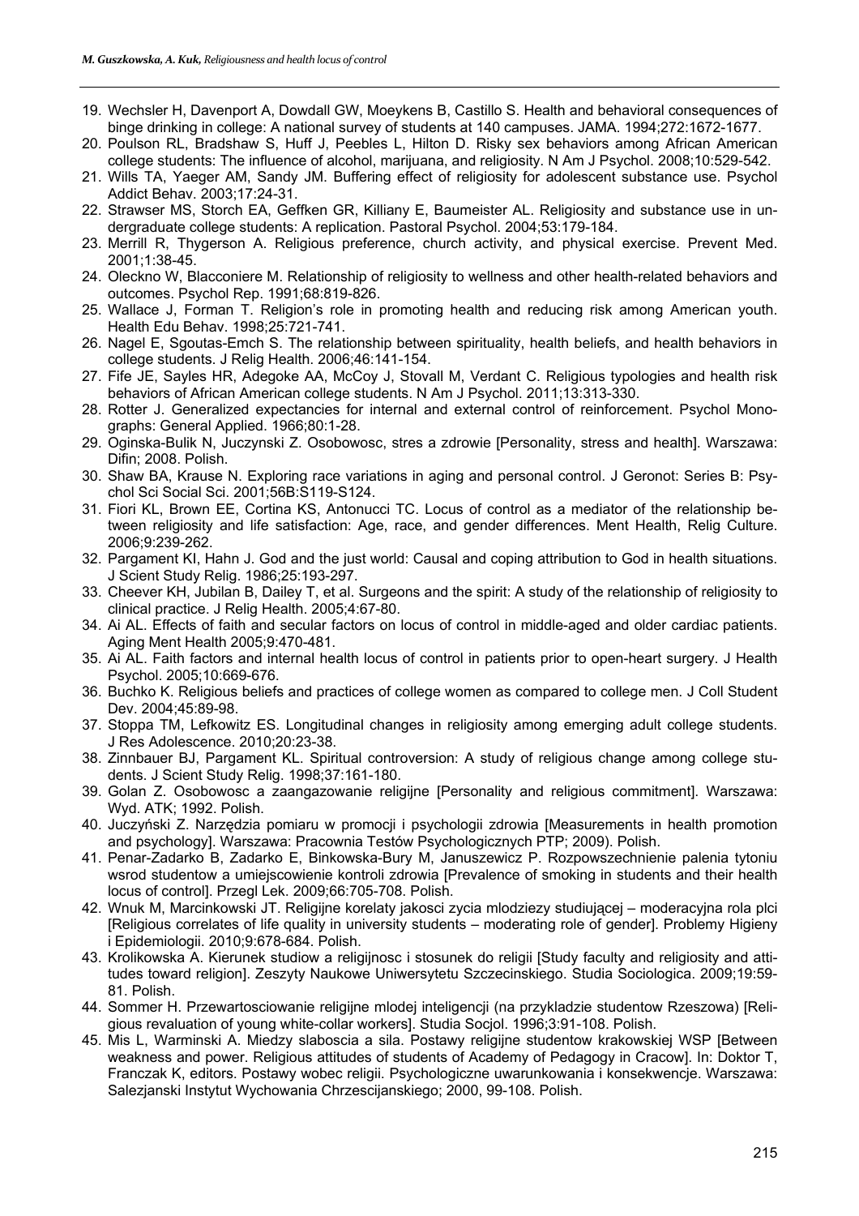19. Wechsler H, Davenport A, Dowdall GW, Moeykens B, Castillo S. Health and behavioral consequences of binge drinking in college: A national survey of students at 140 campuses. JAMA. 1994;272:1672-1677.
20. Poulson RL, Bradshaw S, Huff J, Peebles L, Hilton D. Risky sex behaviors among African American college students: The influence of alcohol, marijuana, and religiosity. N Am J Psychol. 2008;10:529-542.
21. Wills TA, Yaeger AM, Sandy JM. Buffering effect of religiosity for adolescent substance use. Psychol Addict Behav. 2003;17:24-31.
22. Strawser MS, Storch EA, Geffken GR, Killiany E, Baumeister AL. Religiosity and substance use in undergraduate college students: A replication. Pastoral Psychol. 2004;53:179-184.
23. Merrill R, Thygerson A. Religious preference, church activity, and physical exercise. Prevent Med. 2001;1:38-45.
24. Oleckno W, Blacconiere M. Relationship of religiosity to wellness and other health-related behaviors and outcomes. Psychol Rep. 1991;68:819-826.
25. Wallace J, Forman T. Religion's role in promoting health and reducing risk among American youth. Health Edu Behav. 1998;25:721-741.
26. Nagel E, Sgoutas-Emch S. The relationship between spirituality, health beliefs, and health behaviors in college students. J Relig Health. 2006;46:141-154.
27. Fife JE, Sayles HR, Adegoke AA, McCoy J, Stovall M, Verdant C. Religious typologies and health risk behaviors of African American college students. N Am J Psychol. 2011;13:313-330.
28. Rotter J. Generalized expectancies for internal and external control of reinforcement. Psychol Monographs: General Applied. 1966;80:1-28.
29. Oginska-Bulik N, Juczynski Z. Osobowosc, stres a zdrowie [Personality, stress and health]. Warszawa: Difin; 2008. Polish.
30. Shaw BA, Krause N. Exploring race variations in aging and personal control. J Geronot: Series B: Psychol Sci Social Sci. 2001;56B:S119-S124.
31. Fiori KL, Brown EE, Cortina KS, Antonucci TC. Locus of control as a mediator of the relationship between religiosity and life satisfaction: Age, race, and gender differences. Ment Health, Relig Culture. 2006;9:239-262.
32. Pargament KI, Hahn J. God and the just world: Causal and coping attribution to God in health situations. J Scient Study Relig. 1986;25:193-297.
33. Cheever KH, Jubilan B, Dailey T, et al. Surgeons and the spirit: A study of the relationship of religiosity to clinical practice. J Relig Health. 2005;4:67-80.
34. Ai AL. Effects of faith and secular factors on locus of control in middle-aged and older cardiac patients. Aging Ment Health 2005;9:470-481.
35. Ai AL. Faith factors and internal health locus of control in patients prior to open-heart surgery. J Health Psychol. 2005;10:669-676.
36. Buchko K. Religious beliefs and practices of college women as compared to college men. J Coll Student Dev. 2004;45:89-98.
37. Stoppa TM, Lefkowitz ES. Longitudinal changes in religiosity among emerging adult college students. J Res Adolescence. 2010;20:23-38.
38. Zinnbauer BJ, Pargament KL. Spiritual controversion: A study of religious change among college students. J Scient Study Relig. 1998;37:161-180.
39. Golan Z. Osobowosc a zaangazowanie religijne [Personality and religious commitment]. Warszawa: Wyd. ATK; 1992. Polish.
40. Juczyński Z. Narzędzia pomiaru w promocji i psychologii zdrowia [Measurements in health promotion and psychology]. Warszawa: Pracownia Testów Psychologicznych PTP; 2009). Polish.
41. Penar-Zadarko B, Zadarko E, Binkowska-Bury M, Januszewicz P. Rozpowszechnienie palenia tytoniu wsrod studentow a umiejscowienie kontroli zdrowia [Prevalence of smoking in students and their health locus of control]. Przegl Lek. 2009;66:705-708. Polish.
42. Wnuk M, Marcinkowski JT. Religijne korelaty jakosci zycia mlodziezy studiującej – moderacyjna rola plci [Religious correlates of life quality in university students – moderating role of gender]. Problemy Higieny i Epidemiologii. 2010;9:678-684. Polish.
43. Krolikowska A. Kierunek studiow a religijnosc i stosunek do religii [Study faculty and religiosity and attitudes toward religion]. Zeszyty Naukowe Uniwersytetu Szczecinskiego. Studia Sociologica. 2009;19:59-81. Polish.
44. Sommer H. Przewartosciowanie religijne mlodej inteligencji (na przykladzie studentow Rzeszowa) [Religious revaluation of young white-collar workers]. Studia Socjol. 1996;3:91-108. Polish.
45. Mis L, Warminski A. Miedzy slaboscia a sila. Postawy religijne studentow krakowskiej WSP [Between weakness and power. Religious attitudes of students of Academy of Pedagogy in Cracow]. In: Doktor T, Franczak K, editors. Postawy wobec religii. Psychologiczne uwarunkowania i konsekwencje. Warszawa: Salezjanski Instytut Wychowania Chrzescijanskiego; 2000, 99-108. Polish.